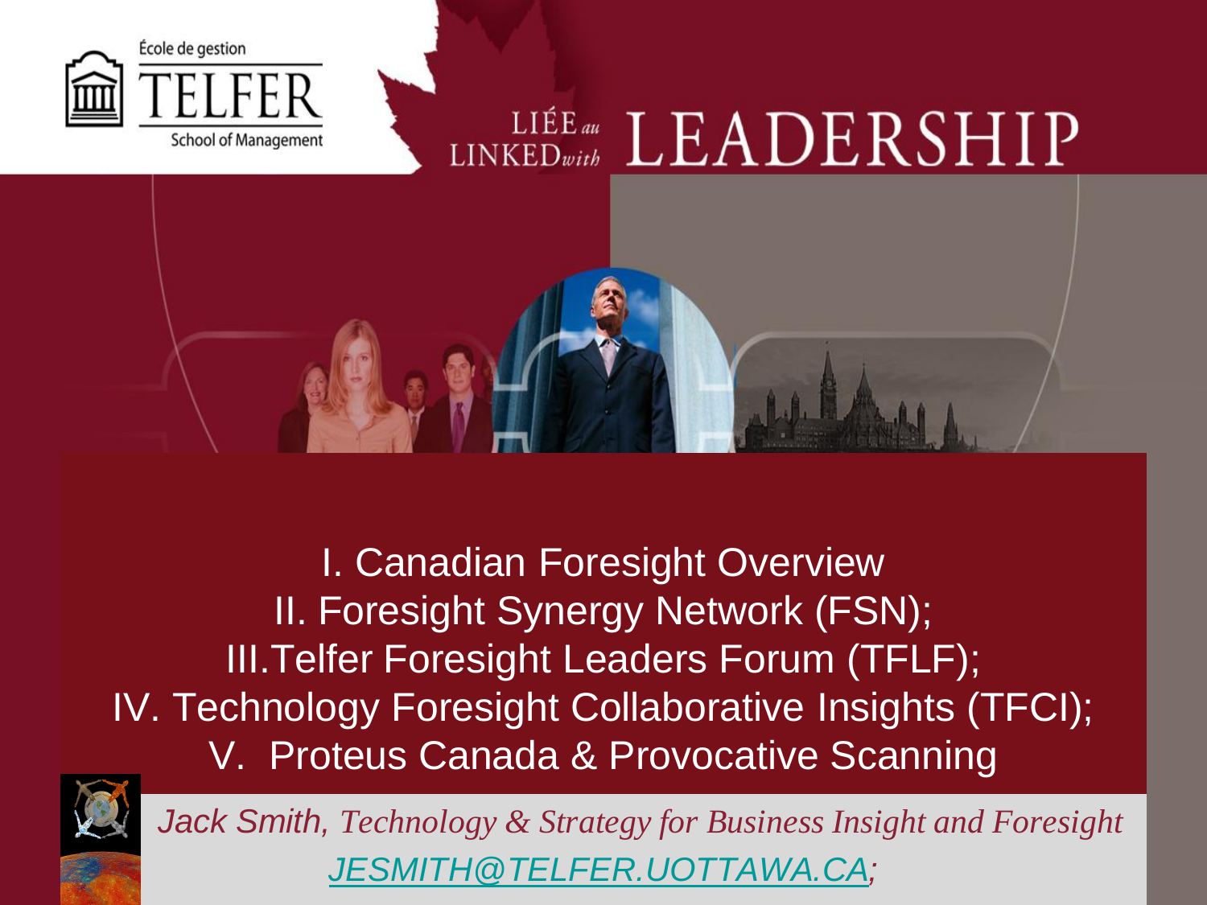École de gestion

TELFER

School of Management

LIÉE au LINKED with LEADERSHIP

I. Canadian Foresight Overview
II. Foresight Synergy Network (FSN);
III.Telfer Foresight Leaders Forum (TFLF);
IV. Technology Foresight Collaborative Insights (TFCI);
V. Proteus Canada & Provocative Scanning

*Jack Smith, Technology & Strategy for Business Insight and Foresight*

*JESMITH@TELFER.UOTTAWA.CA;*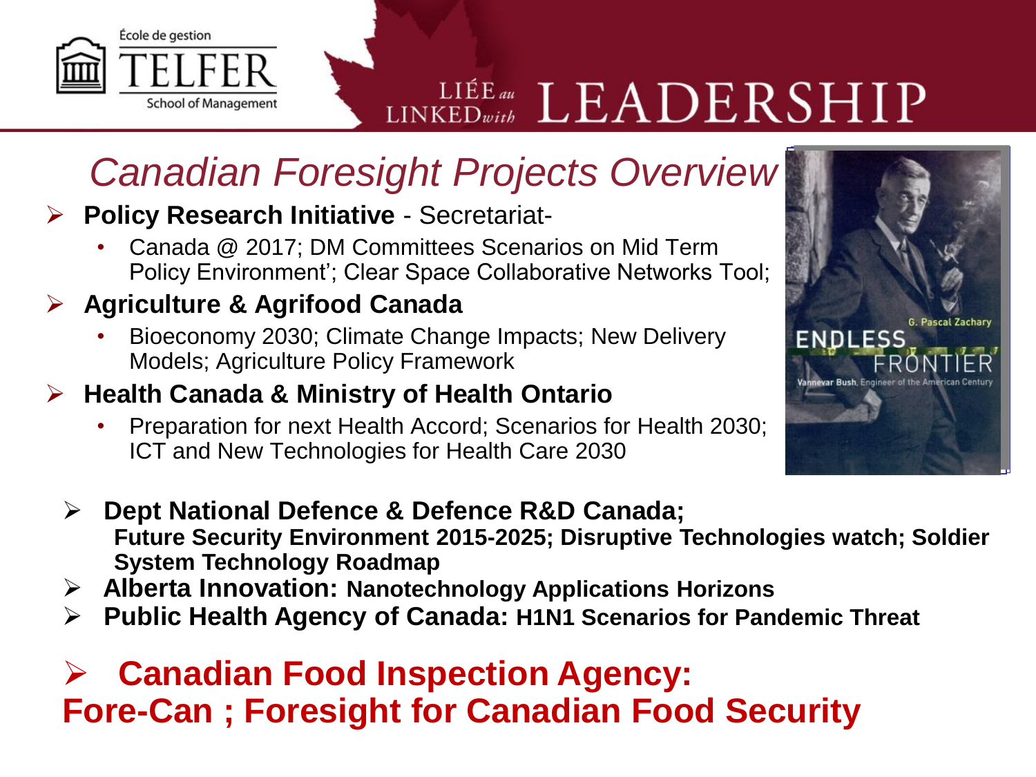# Canadian Foresight Projects Overview

- **Policy Research Initiative** - Secretariat-
  - Canada @ 2017; DM Committees Scenarios on Mid Term Policy Environment'; Clear Space Collaborative Networks Tool;
- **Agriculture & Agrifood Canada**
  - Bioeconomy 2030; Climate Change Impacts; New Delivery Models; Agriculture Policy Framework
- **Health Canada & Ministry of Health Ontario**
  - Preparation for next Health Accord; Scenarios for Health 2030; ICT and New Technologies for Health Care 2030

- **Dept National Defence & Defence R&D Canada;**
  **Future Security Environment 2015-2025; Disruptive Technologies watch; Soldier System Technology Roadmap**
- **Alberta Innovation: Nanotechnology Applications Horizons**
- **Public Health Agency of Canada: H1N1 Scenarios for Pandemic Threat**

- **Canadian Food Inspection Agency:**
  **Fore-Can ; Foresight for Canadian Food Security**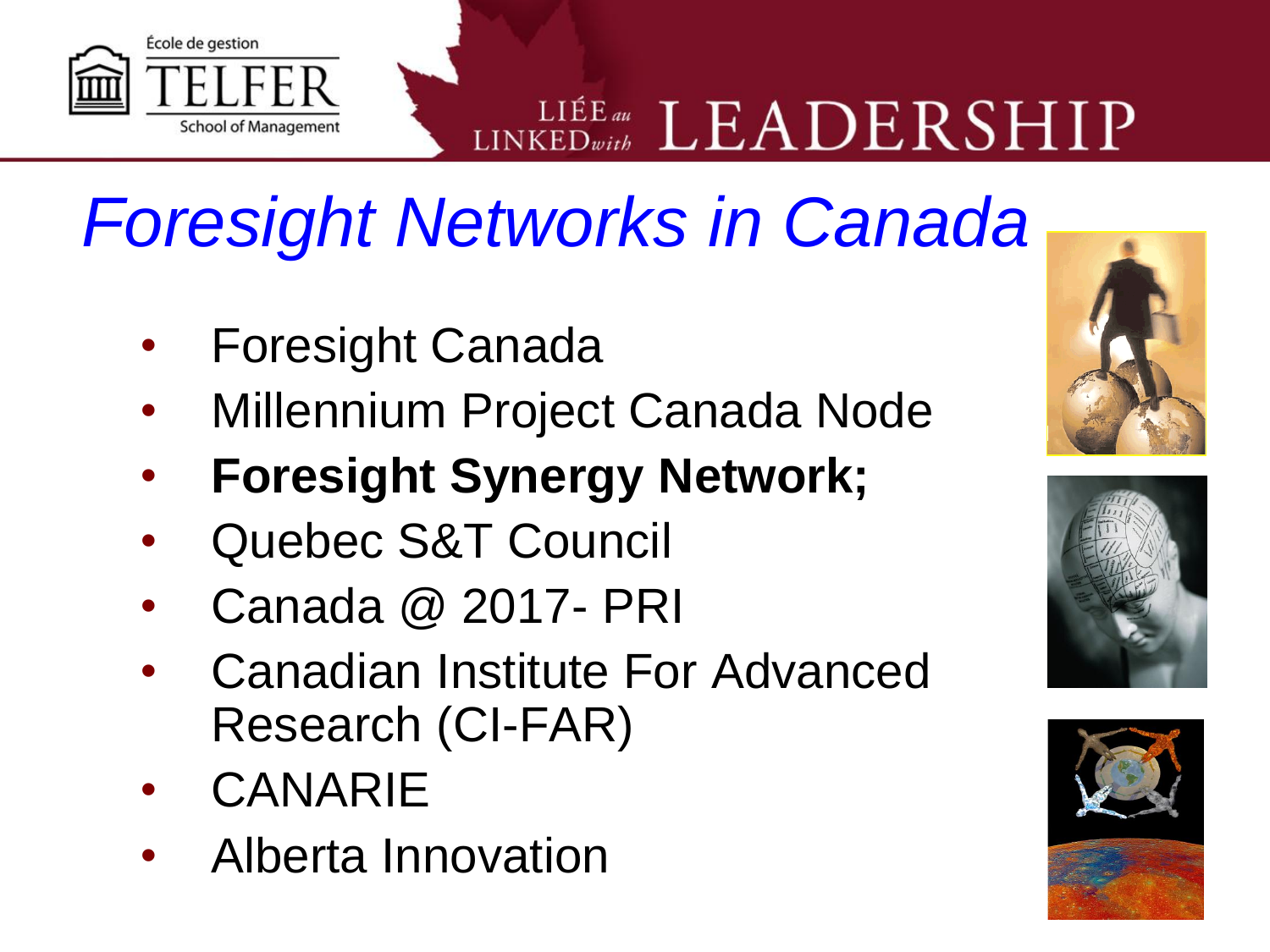# Foresight Networks in Canada

- Foresight Canada
- Millennium Project Canada Node
- **Foresight Synergy Network;**
- Quebec S&T Council
- Canada @ 2017- PRI
- Canadian Institute For Advanced Research (CI-FAR)
- CANARIE
- Alberta Innovation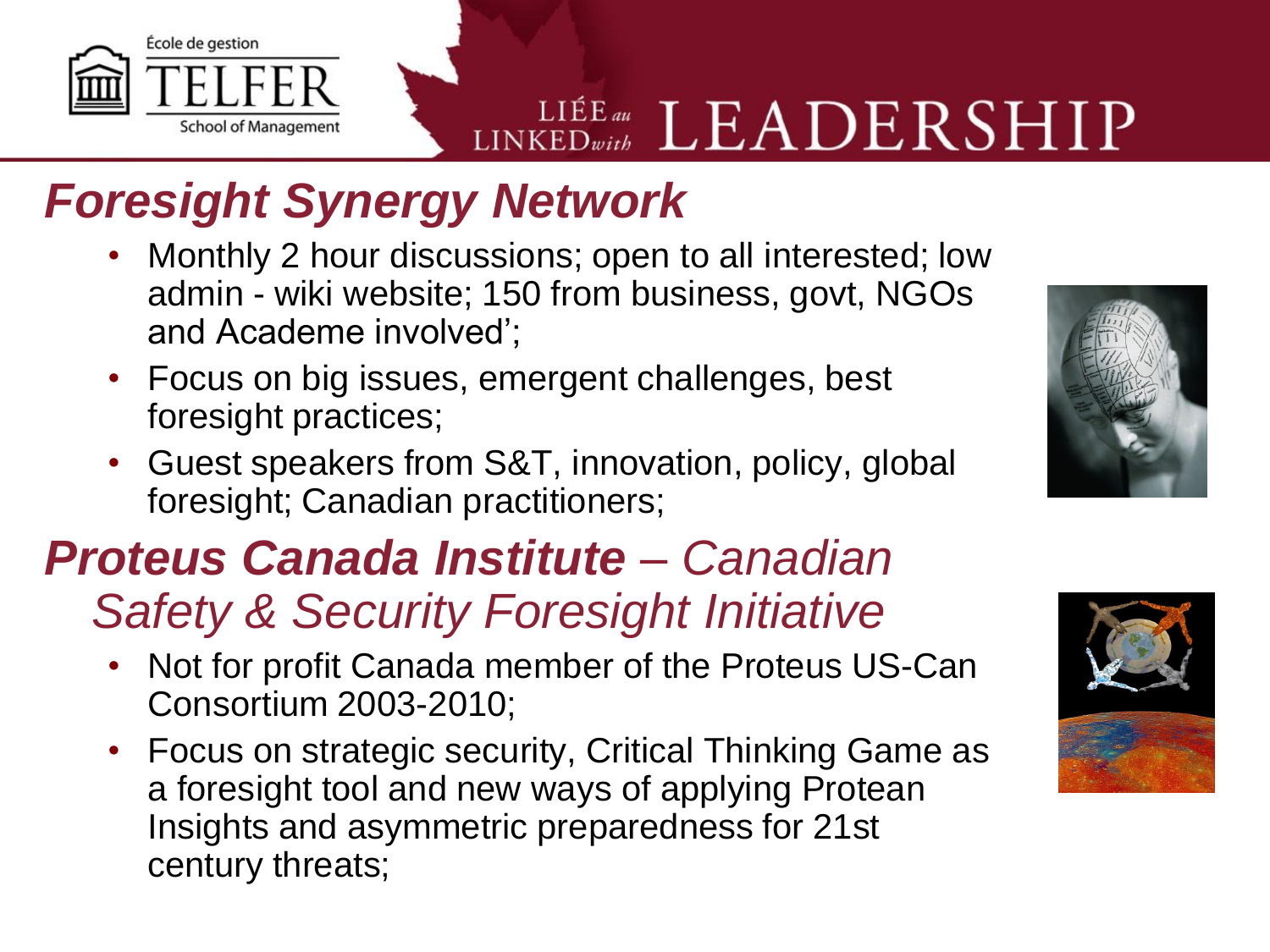## *Foresight Synergy Network*

- Monthly 2 hour discussions; open to all interested; low admin - wiki website; 150 from business, govt, NGOs and Academe involved';
- Focus on big issues, emergent challenges, best foresight practices;
- Guest speakers from S&T, innovation, policy, global foresight; Canadian practitioners;

## ***Proteus Canada Institute*** *– Canadian Safety & Security Foresight Initiative*

- Not for profit Canada member of the Proteus US-Can Consortium 2003-2010;
- Focus on strategic security, Critical Thinking Game as a foresight tool and new ways of applying Protean Insights and asymmetric preparedness for 21st century threats;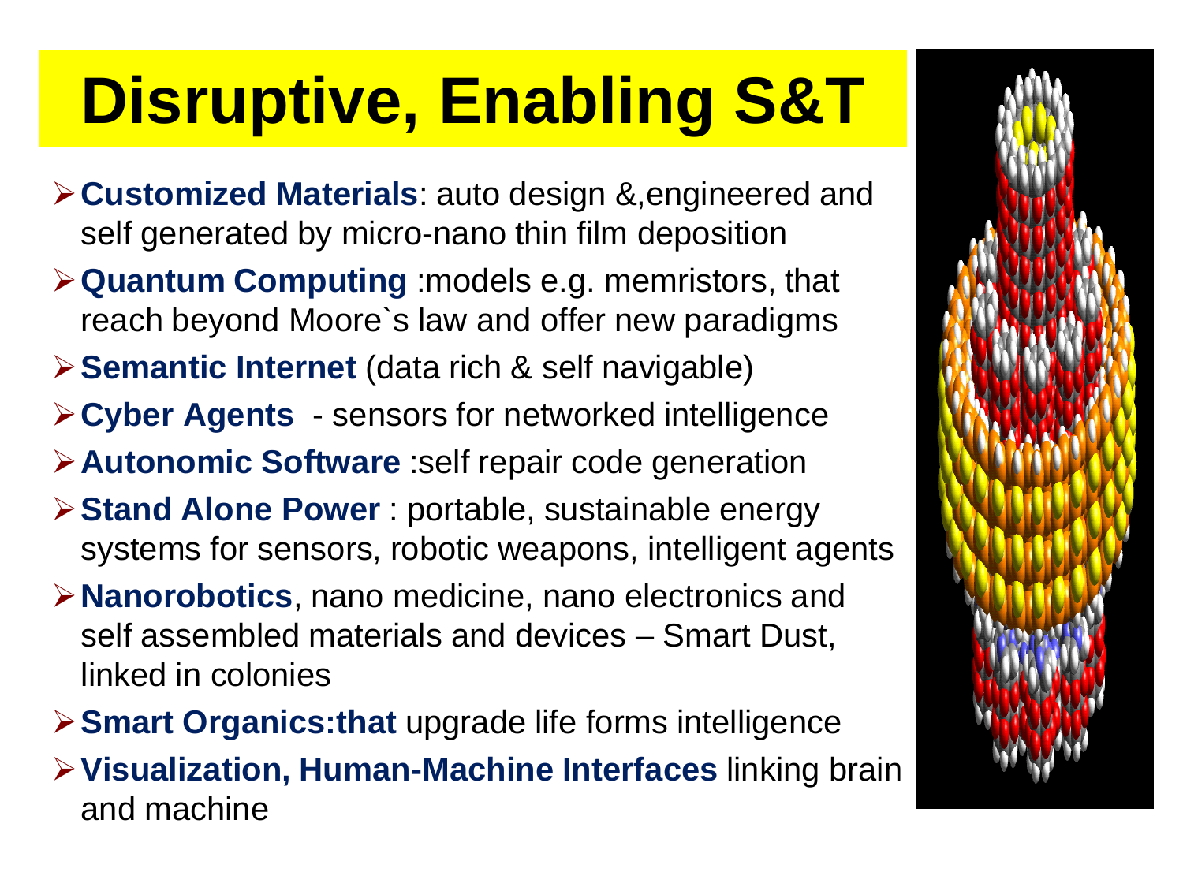# Disruptive, Enabling S&T

- **Customized Materials**: auto design &,engineered and self generated by micro-nano thin film deposition
- **Quantum Computing** :models e.g. memristors, that reach beyond Moore`s law and offer new paradigms
- **Semantic Internet** (data rich & self navigable)
- **Cyber Agents** - sensors for networked intelligence
- **Autonomic Software** :self repair code generation
- **Stand Alone Power** : portable, sustainable energy systems for sensors, robotic weapons, intelligent agents
- **Nanorobotics**, nano medicine, nano electronics and self assembled materials and devices – Smart Dust, linked in colonies
- **Smart Organics:that** upgrade life forms intelligence
- **Visualization, Human-Machine Interfaces** linking brain and machine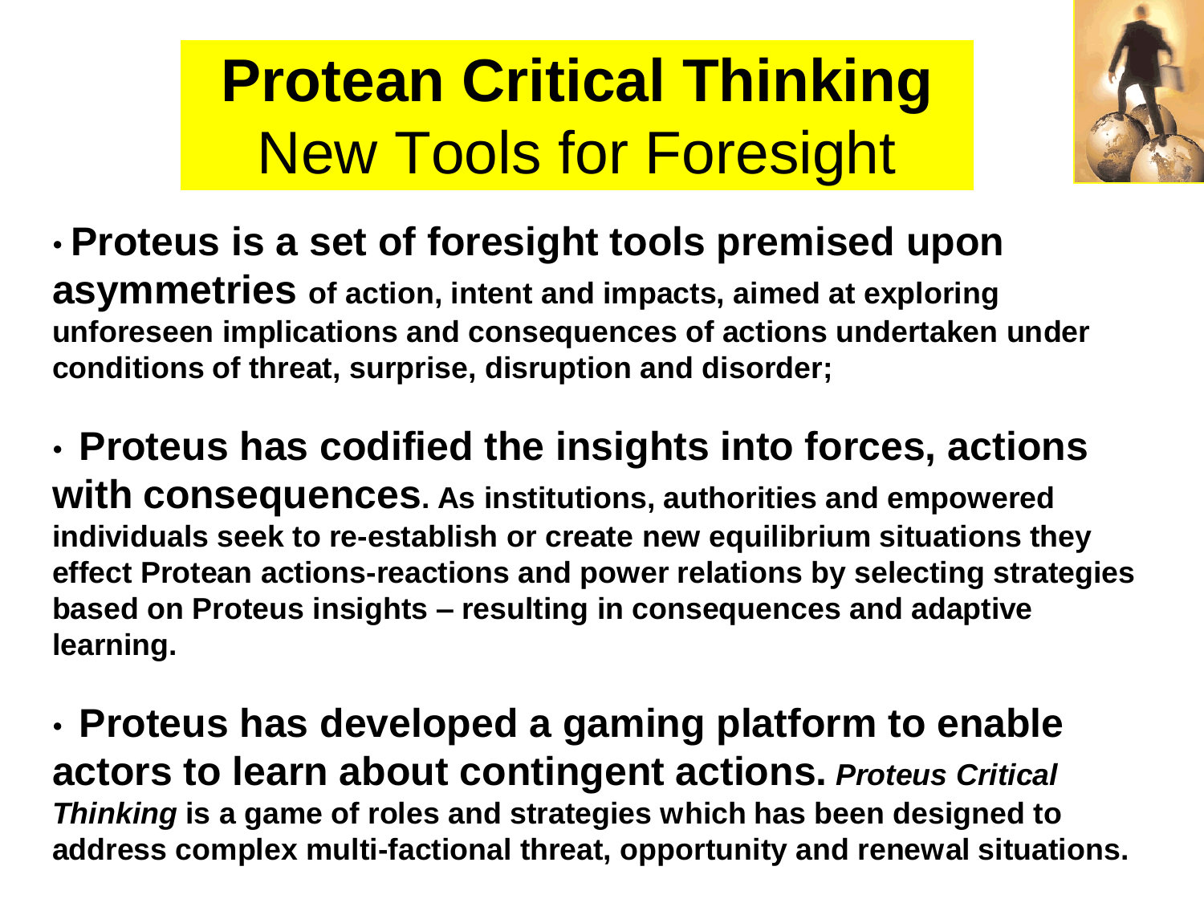# Protean Critical Thinking
## New Tools for Foresight

- **Proteus is a set of foresight tools premised upon asymmetries of action, intent and impacts, aimed at exploring unforeseen implications and consequences of actions undertaken under conditions of threat, surprise, disruption and disorder;**

- **Proteus has codified the insights into forces, actions with consequences. As institutions, authorities and empowered individuals seek to re-establish or create new equilibrium situations they effect Protean actions-reactions and power relations by selecting strategies based on Proteus insights – resulting in consequences and adaptive learning.**

- **Proteus has developed a gaming platform to enable actors to learn about contingent actions. *Proteus Critical Thinking* is a game of roles and strategies which has been designed to address complex multi-factional threat, opportunity and renewal situations.**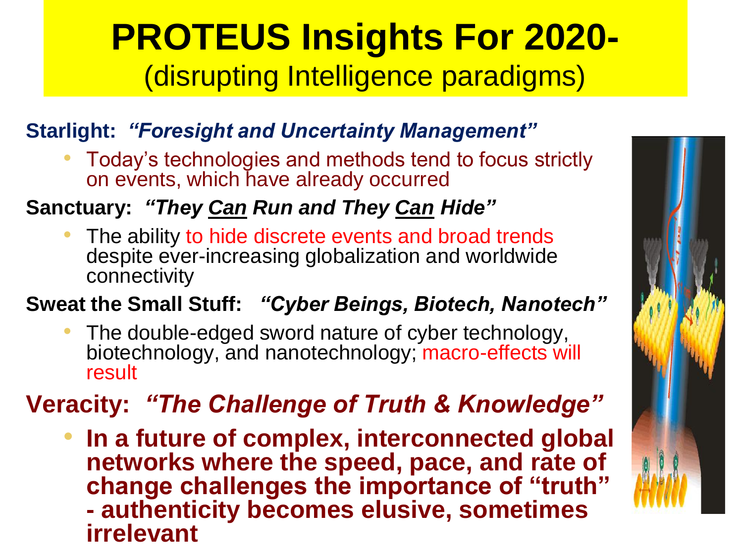# PROTEUS Insights For 2020-

(disrupting Intelligence paradigms)

**Starlight:** ***"Foresight and Uncertainty Management"***

- Today's technologies and methods tend to focus strictly on events, which have already occurred

**Sanctuary:** ***"They Can Run and They Can Hide"***

- The ability to hide discrete events and broad trends despite ever-increasing globalization and worldwide connectivity

**Sweat the Small Stuff:** ***"Cyber Beings, Biotech, Nanotech"***

- The double-edged sword nature of cyber technology, biotechnology, and nanotechnology; macro-effects will result

**Veracity:** ***"The Challenge of Truth & Knowledge"***

- **In a future of complex, interconnected global networks where the speed, pace, and rate of change challenges the importance of "truth" - authenticity becomes elusive, sometimes irrelevant**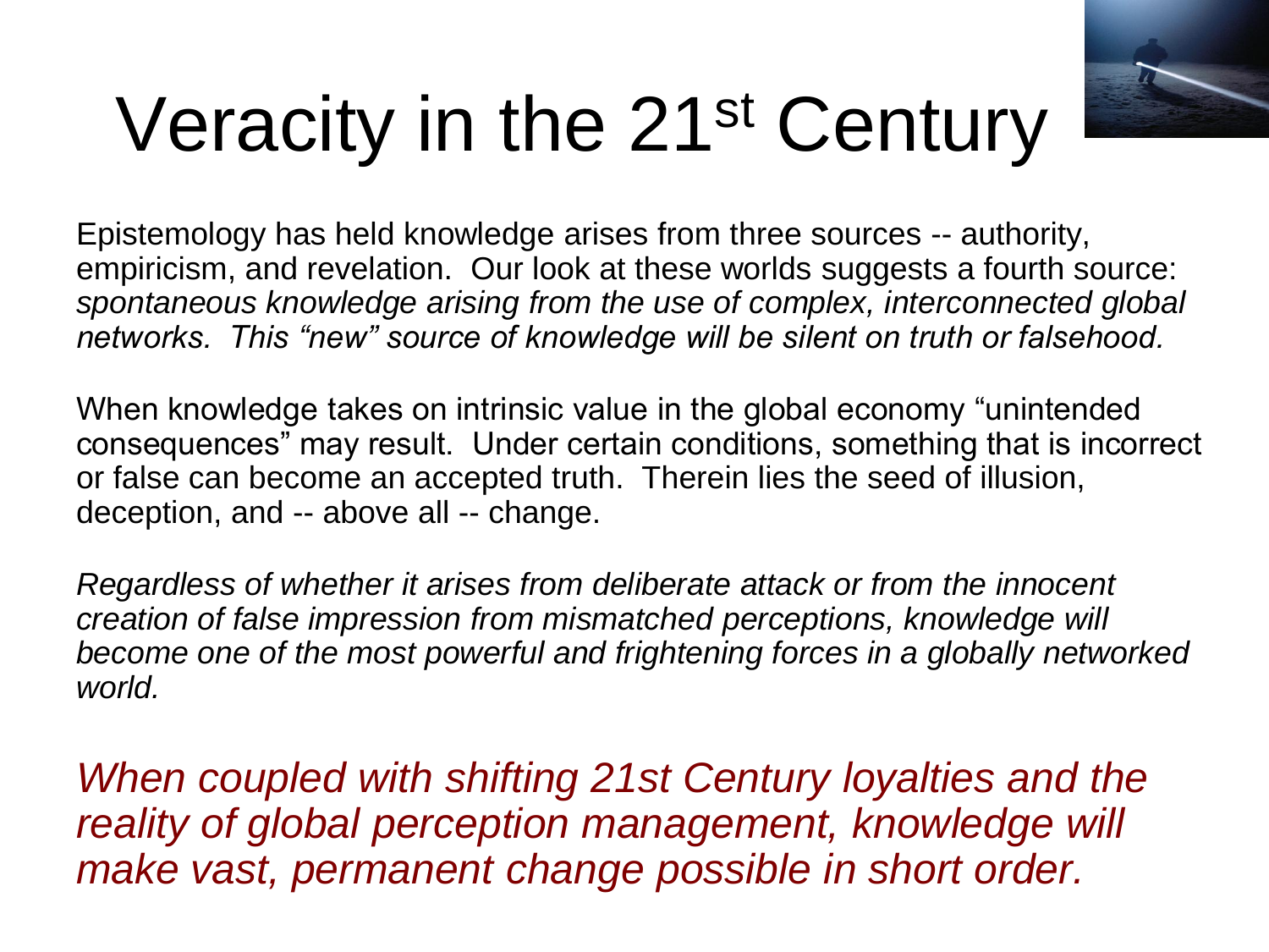# Veracity in the 21st Century

Epistemology has held knowledge arises from three sources -- authority, empiricism, and revelation. Our look at these worlds suggests a fourth source: *spontaneous knowledge arising from the use of complex, interconnected global networks. This "new" source of knowledge will be silent on truth or falsehood.*

When knowledge takes on intrinsic value in the global economy "unintended consequences" may result. Under certain conditions, something that is incorrect or false can become an accepted truth. Therein lies the seed of illusion, deception, and -- above all -- change.

*Regardless of whether it arises from deliberate attack or from the innocent creation of false impression from mismatched perceptions, knowledge will become one of the most powerful and frightening forces in a globally networked world.*

*When coupled with shifting 21st Century loyalties and the reality of global perception management, knowledge will make vast, permanent change possible in short order.*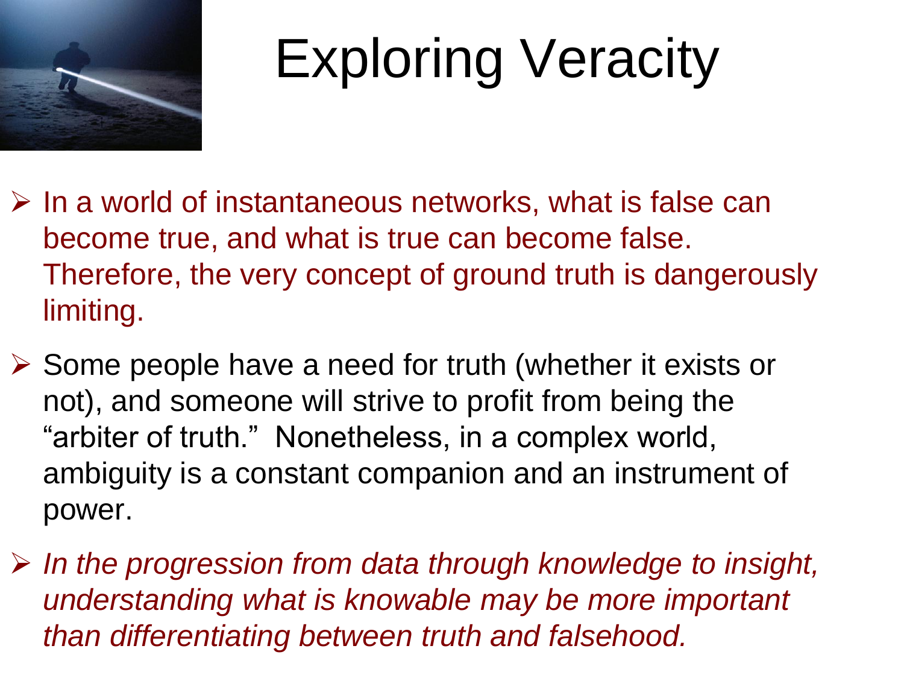# Exploring Veracity

- In a world of instantaneous networks, what is false can become true, and what is true can become false. Therefore, the very concept of ground truth is dangerously limiting.
- Some people have a need for truth (whether it exists or not), and someone will strive to profit from being the "arbiter of truth." Nonetheless, in a complex world, ambiguity is a constant companion and an instrument of power.
- *In the progression from data through knowledge to insight, understanding what is knowable may be more important than differentiating between truth and falsehood.*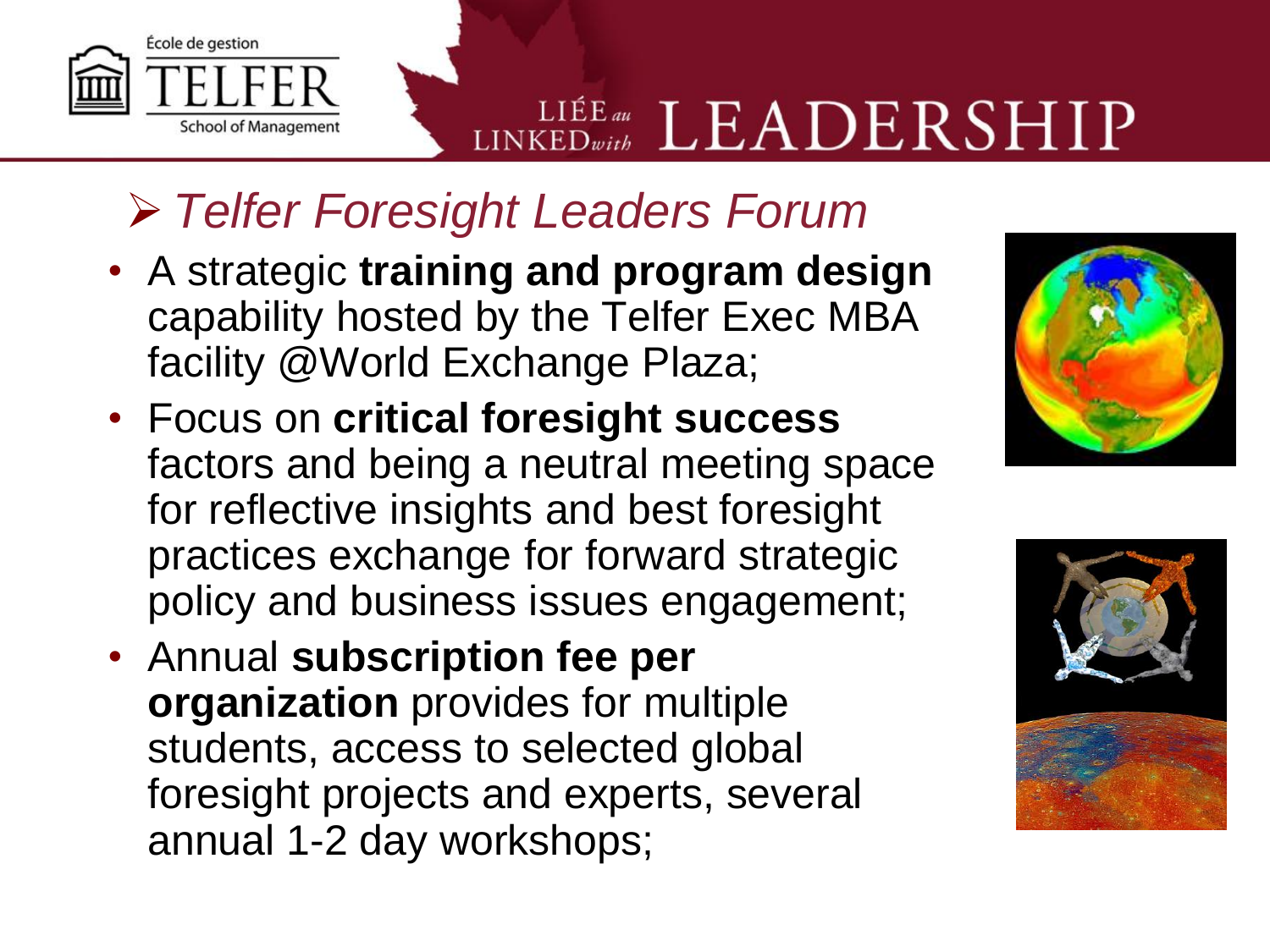## ➢ *Telfer Foresight Leaders Forum*

- A strategic **training and program design** capability hosted by the Telfer Exec MBA facility @World Exchange Plaza;
- Focus on **critical foresight success** factors and being a neutral meeting space for reflective insights and best foresight practices exchange for forward strategic policy and business issues engagement;
- Annual **subscription fee per organization** provides for multiple students, access to selected global foresight projects and experts, several annual 1-2 day workshops;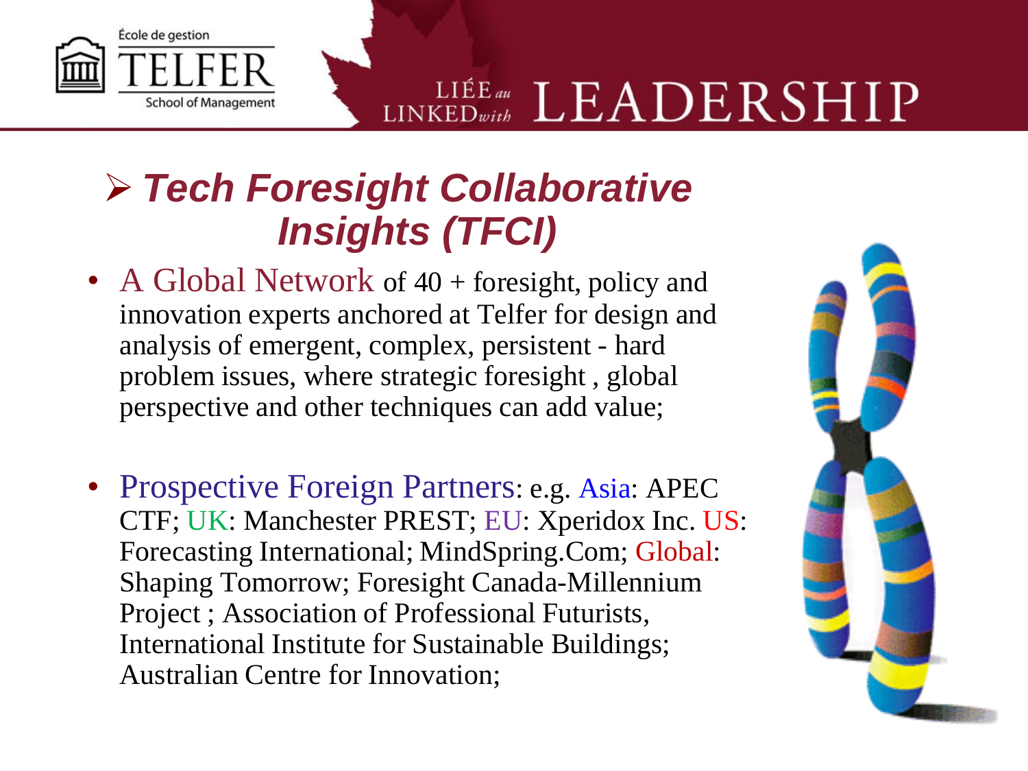## ➢ *Tech Foresight Collaborative Insights (TFCI)*

- A Global Network of 40 + foresight, policy and innovation experts anchored at Telfer for design and analysis of emergent, complex, persistent - hard problem issues, where strategic foresight , global perspective and other techniques can add value;

- Prospective Foreign Partners: e.g. Asia: APEC CTF; UK: Manchester PREST; EU: Xperidox Inc. US: Forecasting International; MindSpring.Com; Global: Shaping Tomorrow; Foresight Canada-Millennium Project ; Association of Professional Futurists, International Institute for Sustainable Buildings; Australian Centre for Innovation;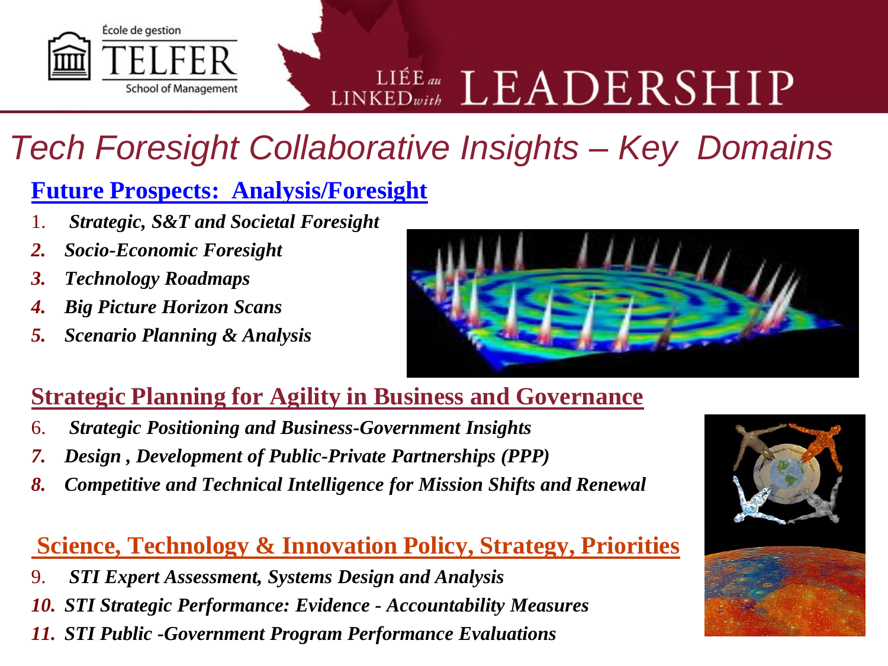# Tech Foresight Collaborative Insights – Key Domains

## Future Prospects: Analysis/Foresight

1. ***Strategic, S&T and Societal Foresight***
2. ***Socio-Economic Foresight***
3. ***Technology Roadmaps***
4. ***Big Picture Horizon Scans***
5. ***Scenario Planning & Analysis***

## Strategic Planning for Agility in Business and Governance

6. ***Strategic Positioning and Business-Government Insights***
7. ***Design , Development of Public-Private Partnerships (PPP)***
8. ***Competitive and Technical Intelligence for Mission Shifts and Renewal***

## Science, Technology & Innovation Policy, Strategy, Priorities

9. ***STI Expert Assessment, Systems Design and Analysis***
10. ***STI Strategic Performance: Evidence - Accountability Measures***
11. ***STI Public -Government Program Performance Evaluations***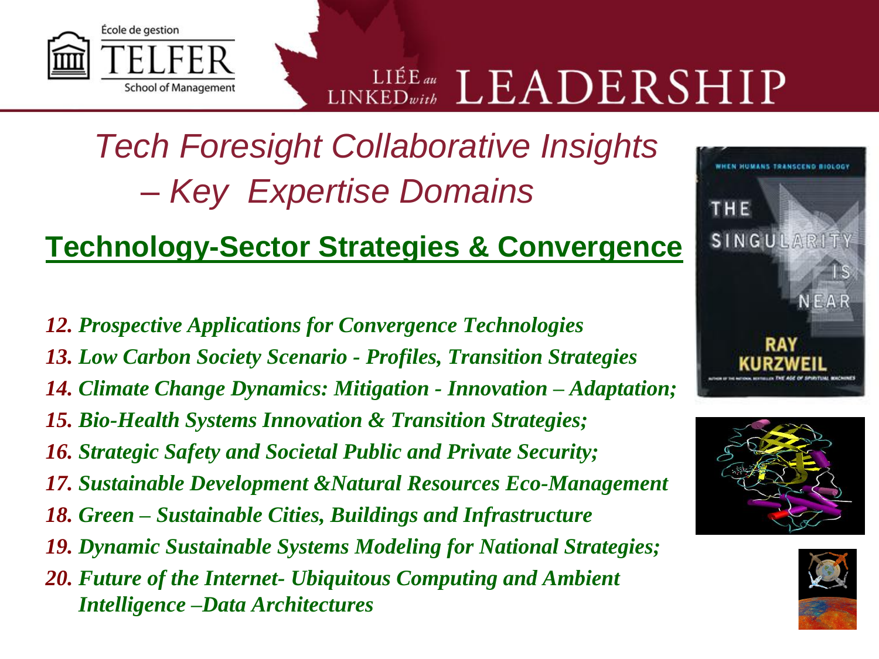# *Tech Foresight Collaborative Insights – Key Expertise Domains*

## Technology-Sector Strategies & Convergence

12. ***Prospective Applications for Convergence Technologies***
13. ***Low Carbon Society Scenario - Profiles, Transition Strategies***
14. ***Climate Change Dynamics: Mitigation - Innovation – Adaptation;***
15. ***Bio-Health Systems Innovation & Transition Strategies;***
16. ***Strategic Safety and Societal Public and Private Security;***
17. ***Sustainable Development &Natural Resources Eco-Management***
18. ***Green – Sustainable Cities, Buildings and Infrastructure***
19. ***Dynamic Sustainable Systems Modeling for National Strategies;***
20. ***Future of the Internet- Ubiquitous Computing and Ambient Intelligence –Data Architectures***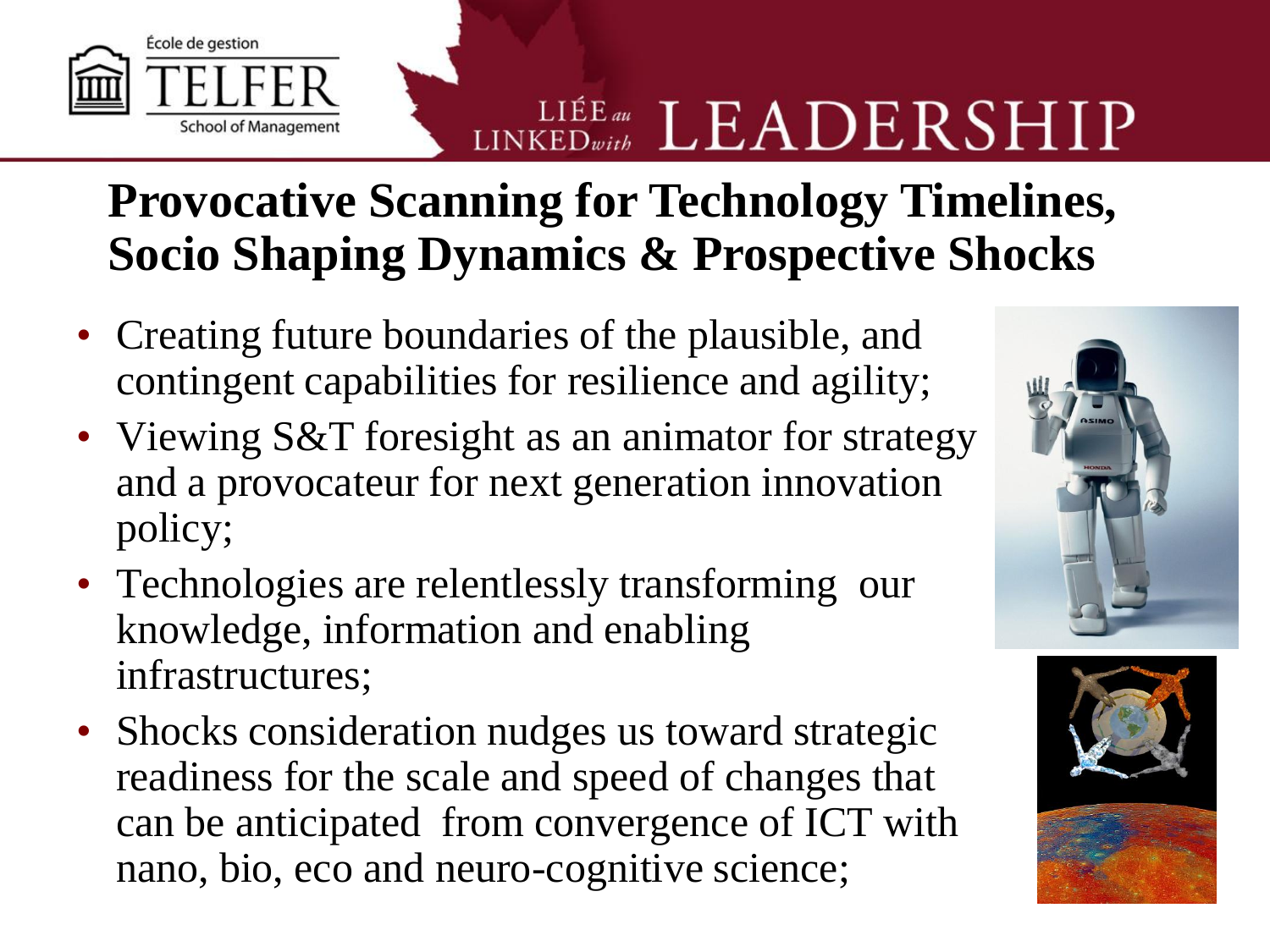## Provocative Scanning for Technology Timelines, Socio Shaping Dynamics & Prospective Shocks

- Creating future boundaries of the plausible, and contingent capabilities for resilience and agility;
- Viewing S&T foresight as an animator for strategy and a provocateur for next generation innovation policy;
- Technologies are relentlessly transforming our knowledge, information and enabling infrastructures;
- Shocks consideration nudges us toward strategic readiness for the scale and speed of changes that can be anticipated from convergence of ICT with nano, bio, eco and neuro-cognitive science;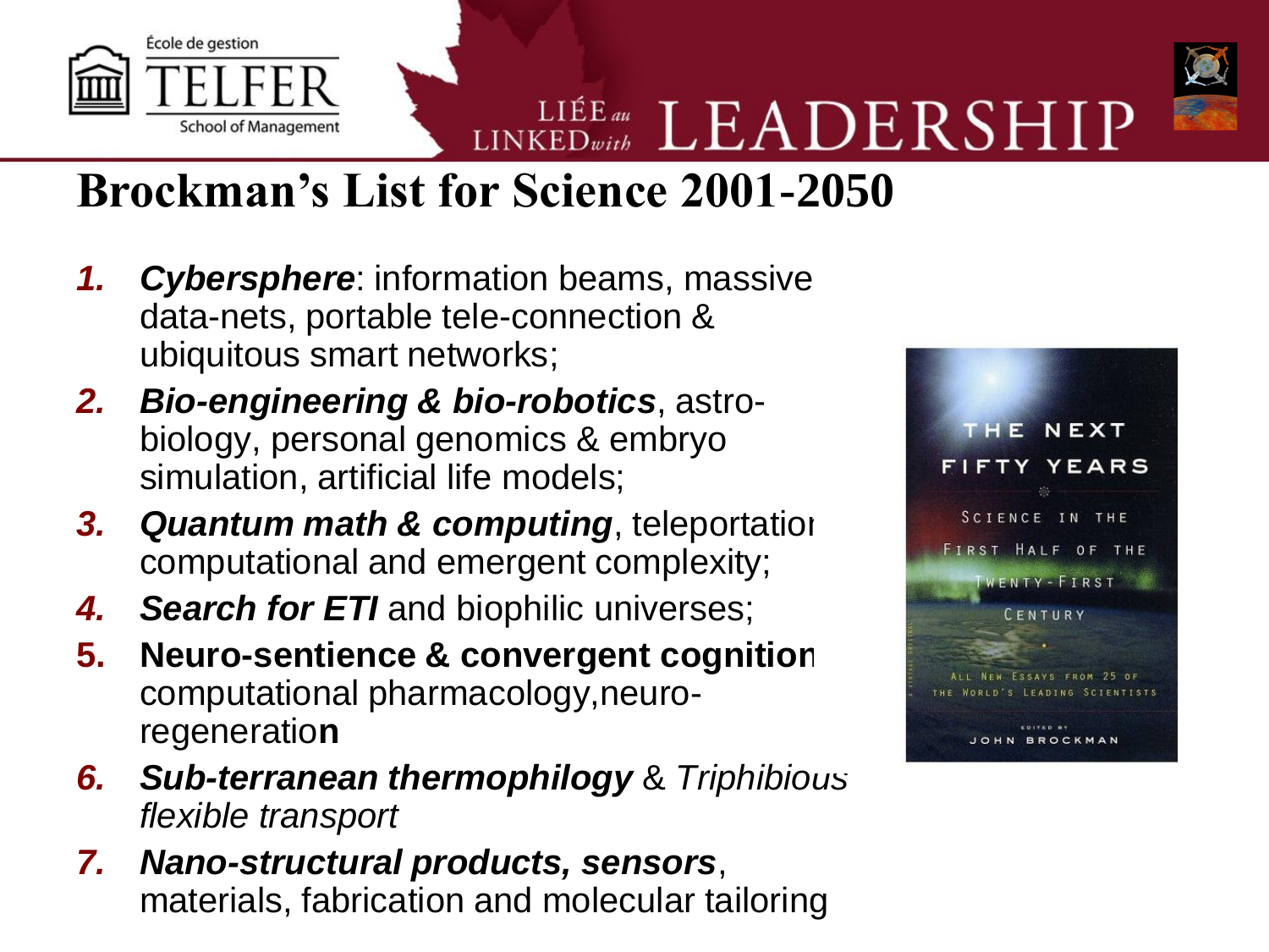# Brockman's List for Science 2001-2050

1. ***Cybersphere***: information beams, massive data-nets, portable tele-connection & ubiquitous smart networks;
2. ***Bio-engineering & bio-robotics***, astro-biology, personal genomics & embryo simulation, artificial life models;
3. ***Quantum math & computing***, teleportation computational and emergent complexity;
4. ***Search for ETI*** and biophilic universes;
5. **Neuro-sentience & convergent cognition** computational pharmacology,neuro-regeneratio**n**
6. ***Sub-terranean thermophilogy*** & *Triphibious flexible transport*
7. ***Nano-structural products, sensors***, materials, fabrication and molecular tailoring